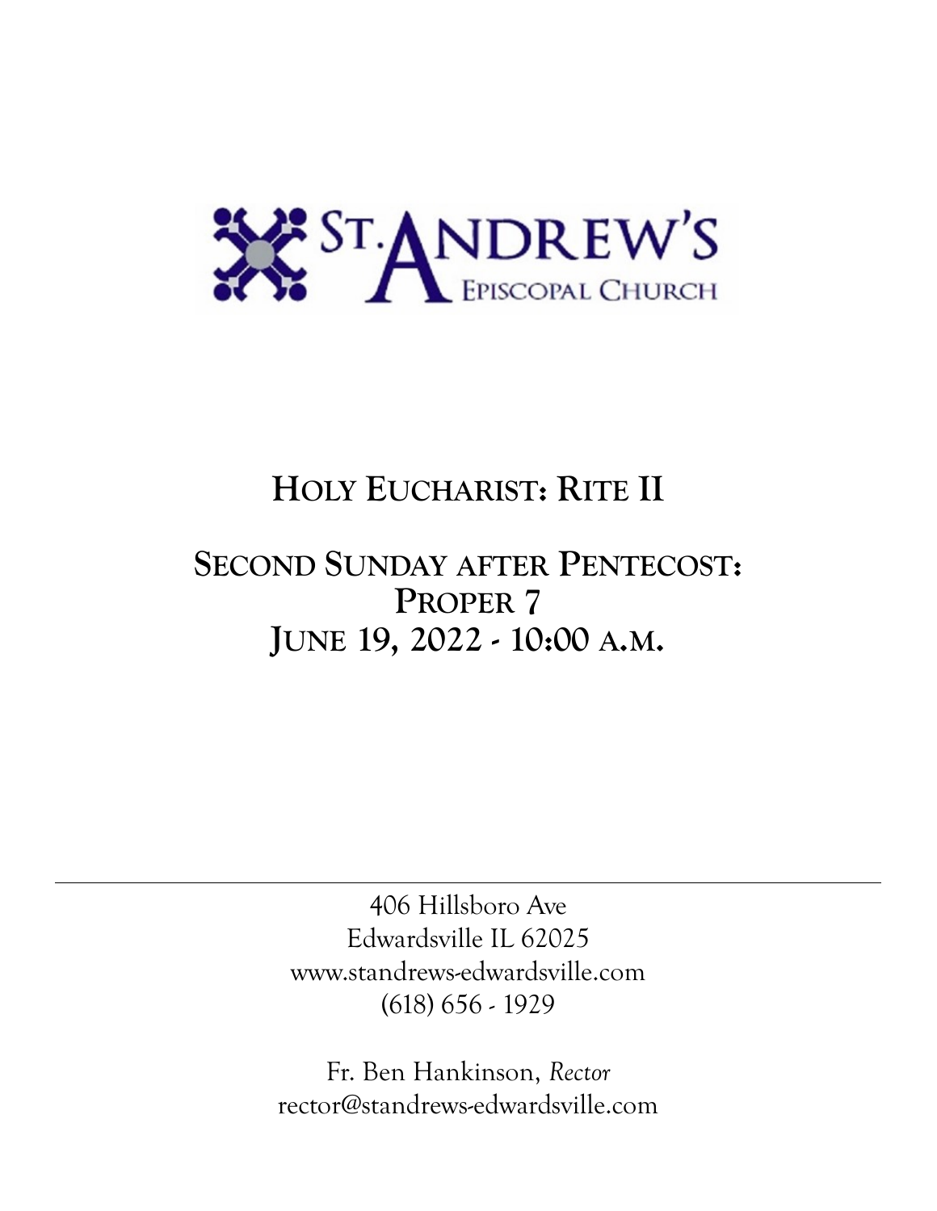ST. ANDREW'S
EPISCOPAL CHURCH

# HOLY EUCHARIST: RITE II

## SECOND SUNDAY AFTER PENTECOST:
## PROPER 7
## JUNE 19, 2022 - 10:00 A.M.

---

406 Hillsboro Ave
Edwardsville IL 62025
www.standrews-edwardsville.com
(618) 656 - 1929

Fr. Ben Hankinson, *Rector*
rector@standrews-edwardsville.com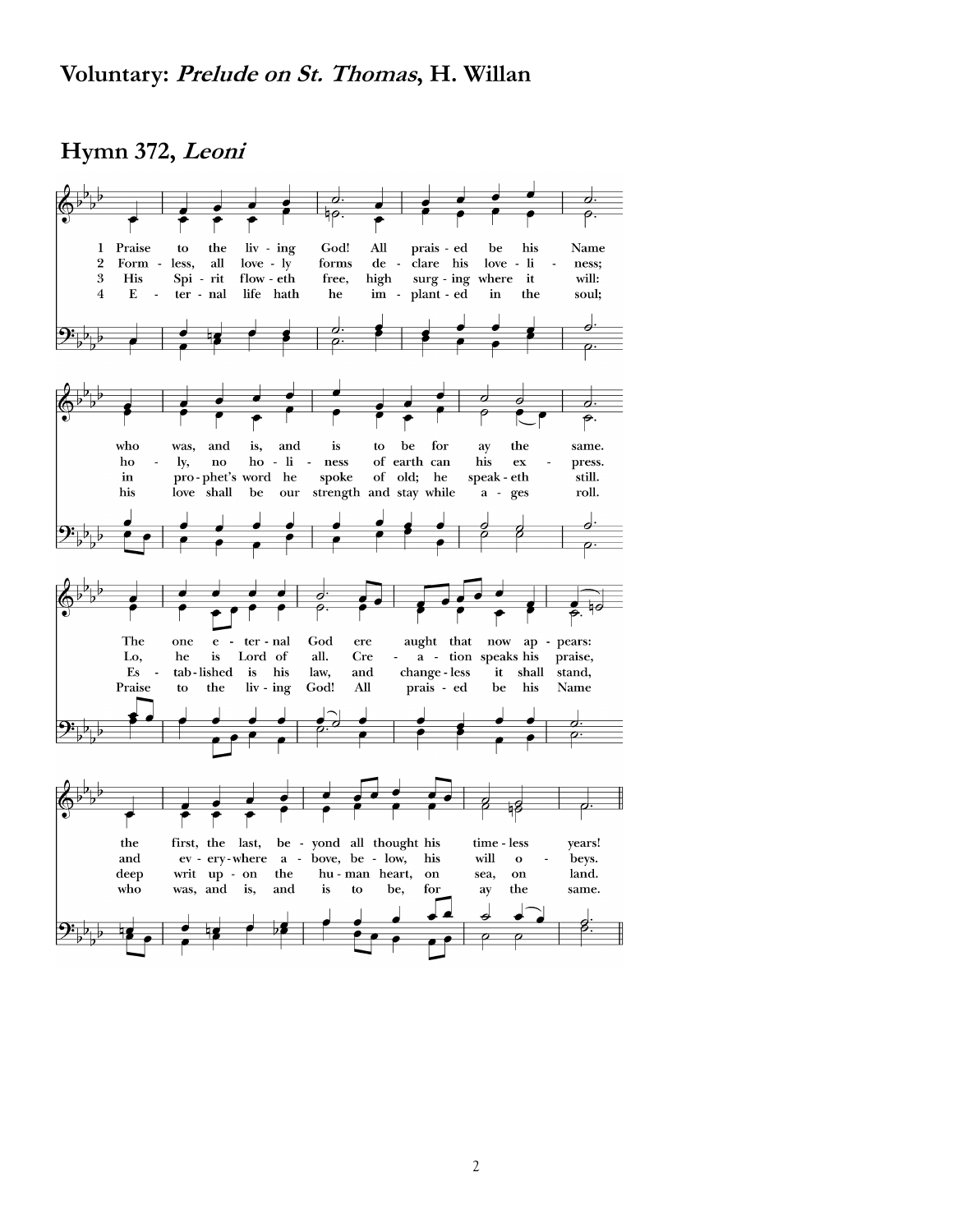# Voluntary: *Prelude on St. Thomas*, H. Willan

## Hymn 372, *Leoni*

1 Praise to the liv - ing God! All prais - ed be his Name who was, and is, and is to be for ay the same. The one e - ter - nal God ere aught that now ap - pears: the first, the last, be - yond all thought his time - less years!

2 Form - less, all love - ly forms de - clare his love - li - ness; ho - ly, no ho - li - ness of earth can his ex - press. Lo, he is Lord of all. Cre - a - tion speaks his praise, and ev - ery - where a - bove, be - low, his will o - beys.

3 His Spi - rit flow - eth free, high surg - ing where it will: in pro - phet's word he spoke of old; he speak - eth still. Es - tab - lished is his law, and change - less it shall stand, deep writ up - on the hu - man heart, on sea, on land.

4 E - ter - nal life hath he im - plant - ed in the soul; his love shall be our strength and stay while a - ges roll. Praise to the liv - ing God! All prais - ed be his Name who was, and is, and is to be, for ay the same.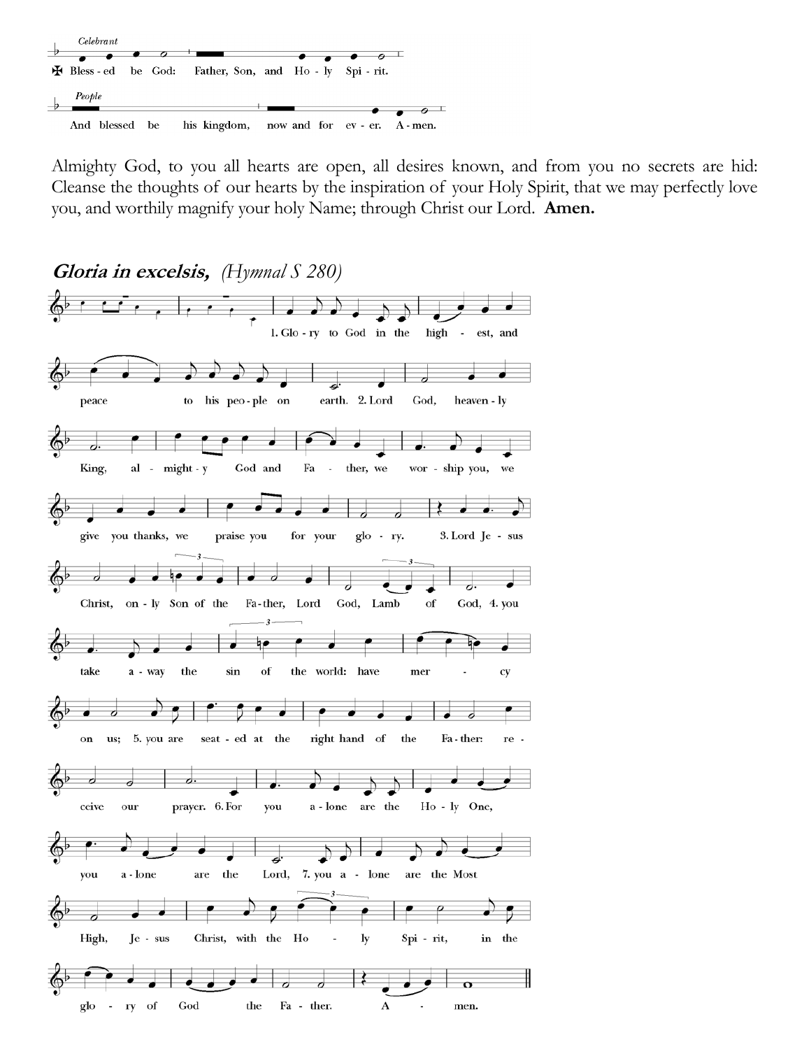*Celebrant*

✠ Bless - ed be God: Father, Son, and Ho - ly Spi - rit.

*People*

And blessed be his kingdom, now and for ev - er. A - men.

Almighty God, to you all hearts are open, all desires known, and from you no secrets are hid: Cleanse the thoughts of our hearts by the inspiration of your Holy Spirit, that we may perfectly love you, and worthily magnify your holy Name; through Christ our Lord. **Amen.**

## *Gloria in excelsis, (Hymnal S 280)*

1. Glo - ry to God in the high - est, and peace to his peo - ple on earth. 2. Lord God, heaven - ly King, al - might - y God and Fa - ther, we wor - ship you, we give you thanks, we praise you for your glo - ry. 3. Lord Je - sus Christ, on - ly Son of the Fa - ther, Lord God, Lamb of God, 4. you take a - way the sin of the world: have mer - cy on us; 5. you are seat - ed at the right hand of the Fa - ther: re - ceive our prayer. 6. For you a - lone are the Ho - ly One, you a - lone are the Lord, 7. you a - lone are the Most High, Je - sus Christ, with the Ho - ly Spi - rit, in the glo - ry of God the Fa - ther. A - men.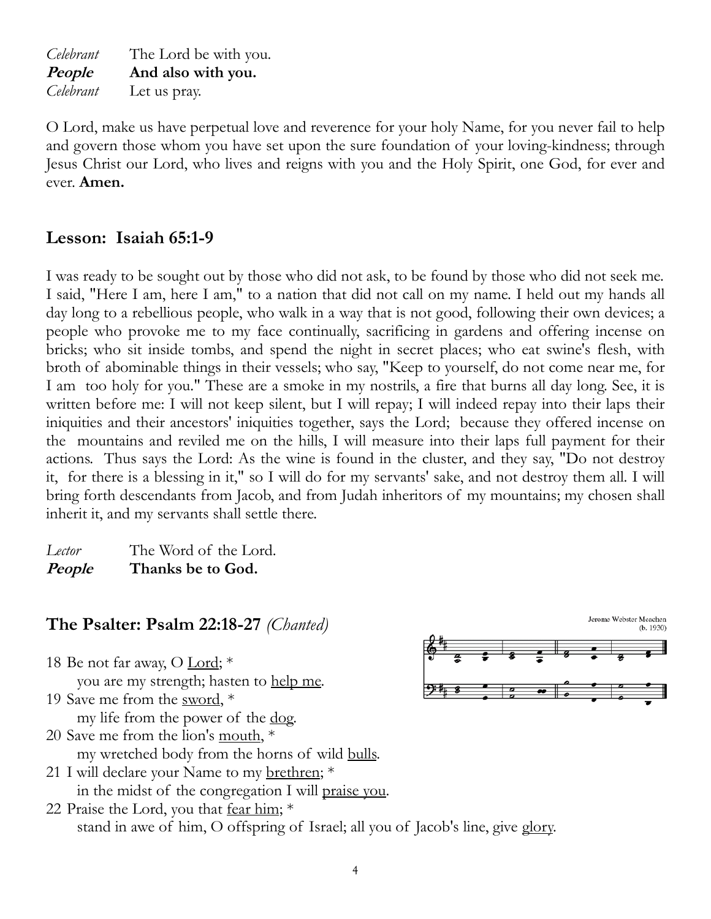*Celebrant* The Lord be with you.
***People*** **And also with you.**
*Celebrant* Let us pray.

O Lord, make us have perpetual love and reverence for your holy Name, for you never fail to help and govern those whom you have set upon the sure foundation of your loving-kindness; through Jesus Christ our Lord, who lives and reigns with you and the Holy Spirit, one God, for ever and ever. **Amen.**

## Lesson: Isaiah 65:1-9

I was ready to be sought out by those who did not ask, to be found by those who did not seek me. I said, "Here I am, here I am," to a nation that did not call on my name. I held out my hands all day long to a rebellious people, who walk in a way that is not good, following their own devices; a people who provoke me to my face continually, sacrificing in gardens and offering incense on bricks; who sit inside tombs, and spend the night in secret places; who eat swine's flesh, with broth of abominable things in their vessels; who say, "Keep to yourself, do not come near me, for I am too holy for you." These are a smoke in my nostrils, a fire that burns all day long. See, it is written before me: I will not keep silent, but I will repay; I will indeed repay into their laps their iniquities and their ancestors' iniquities together, says the Lord; because they offered incense on the mountains and reviled me on the hills, I will measure into their laps full payment for their actions. Thus says the Lord: As the wine is found in the cluster, and they say, "Do not destroy it, for there is a blessing in it," so I will do for my servants' sake, and not destroy them all. I will bring forth descendants from Jacob, and from Judah inheritors of my mountains; my chosen shall inherit it, and my servants shall settle there.

*Lector* The Word of the Lord.
***People*** **Thanks be to God.**

## The Psalter: Psalm 22:18-27 *(Chanted)*

Jerome Webster Meachen (b. 1930)

18 Be not far away, O <u>Lord</u>; *
  you are my strength; hasten to <u>help me</u>.
19 Save me from the <u>sword</u>, *
  my life from the power of the <u>dog</u>.
20 Save me from the lion's <u>mouth</u>, *
  my wretched body from the horns of wild <u>bulls</u>.
21 I will declare your Name to my <u>brethren</u>; *
  in the midst of the congregation I will <u>praise you</u>.
22 Praise the Lord, you that <u>fear him</u>; *
  stand in awe of him, O offspring of Israel; all you of Jacob's line, give <u>glory</u>.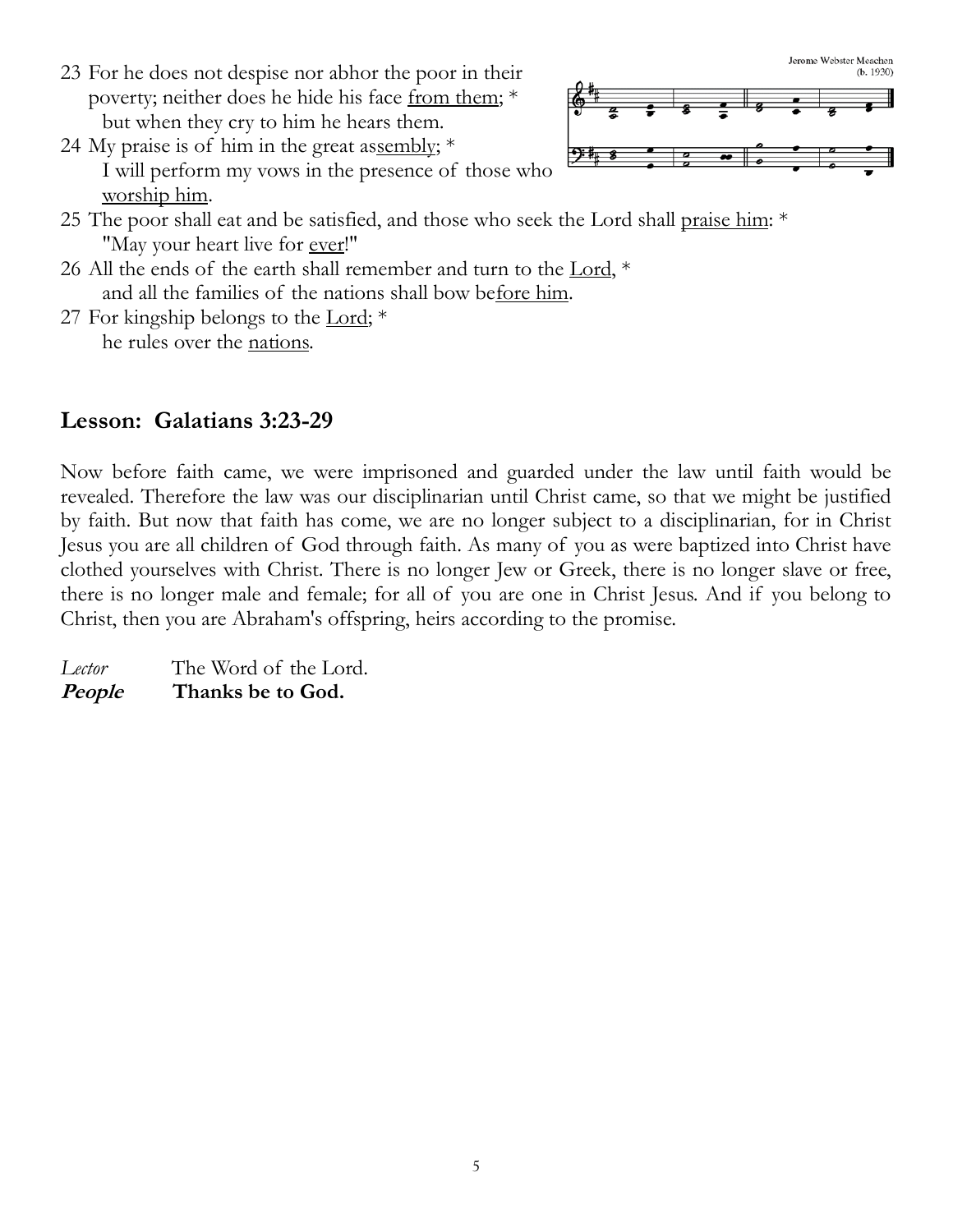Jerome Webster Meachen (b. 1930)

23 For he does not despise nor abhor the poor in their poverty; neither does he hide his face <u>from them</u>; *
but when they cry to him he hears them.

24 My praise is of him in the great as<u>sembly</u>; *
I will perform my vows in the presence of those who <u>worship him</u>.

25 The poor shall eat and be satisfied, and those who seek the Lord shall <u>praise him</u>: *
"May your heart live for <u>ever</u>!"

26 All the ends of the earth shall remember and turn to the <u>Lord</u>, *
and all the families of the nations shall bow be<u>fore him</u>.

27 For kingship belongs to the <u>Lord</u>; *
he rules over the <u>nations</u>.

## Lesson: Galatians 3:23-29

Now before faith came, we were imprisoned and guarded under the law until faith would be revealed. Therefore the law was our disciplinarian until Christ came, so that we might be justified by faith. But now that faith has come, we are no longer subject to a disciplinarian, for in Christ Jesus you are all children of God through faith. As many of you as were baptized into Christ have clothed yourselves with Christ. There is no longer Jew or Greek, there is no longer slave or free, there is no longer male and female; for all of you are one in Christ Jesus. And if you belong to Christ, then you are Abraham's offspring, heirs according to the promise.

*Lector* The Word of the Lord.
***People*** **Thanks be to God.**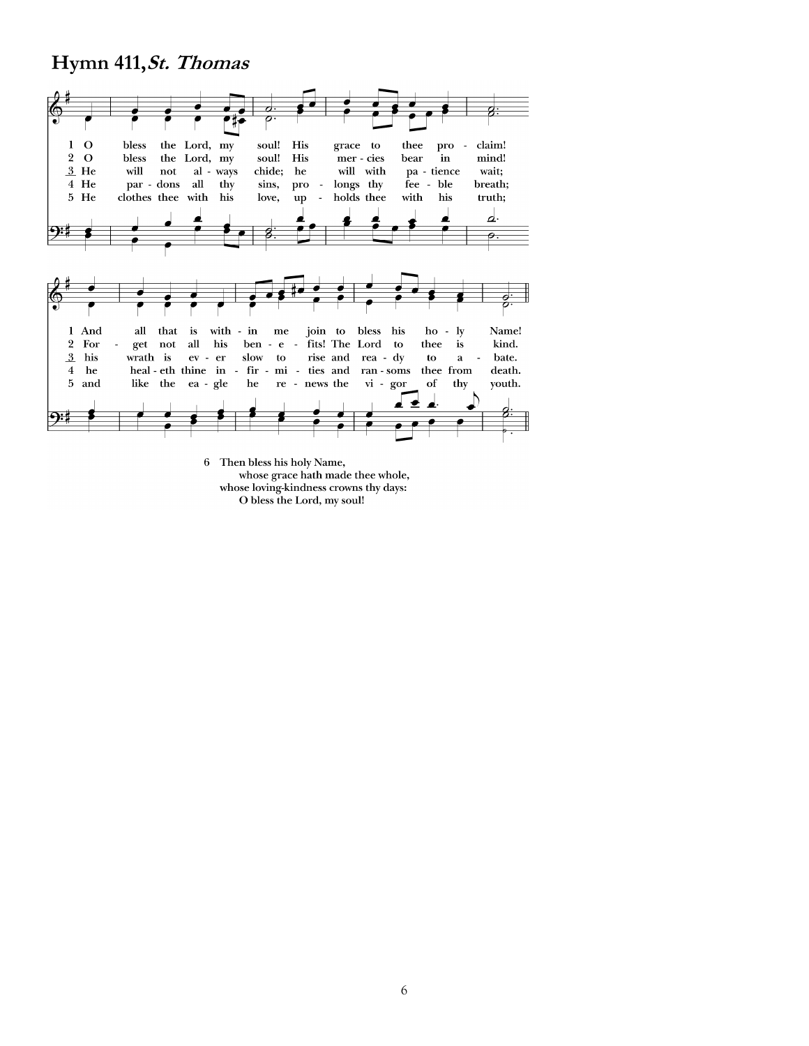## Hymn 411, *St. Thomas*

1 O bless the Lord, my soul! His grace to thee proclaim!
And all that is within me join to bless his holy Name!

2 O bless the Lord, my soul! His mercies bear in mind!
Forget not all his benefits! The Lord to thee is kind.

3 He will not always chide; he will with patience wait;
his wrath is ever slow to rise and ready to abate.

4 He pardons all thy sins, prolongs thy feeble breath;
he healeth thine infirmities and ransoms thee from death.

5 He clothes thee with his love, upholds thee with his truth;
and like the eagle he renews the vigor of thy youth.

6 Then bless his holy Name,
whose grace hath made thee whole,
whose loving-kindness crowns thy days:
O bless the Lord, my soul!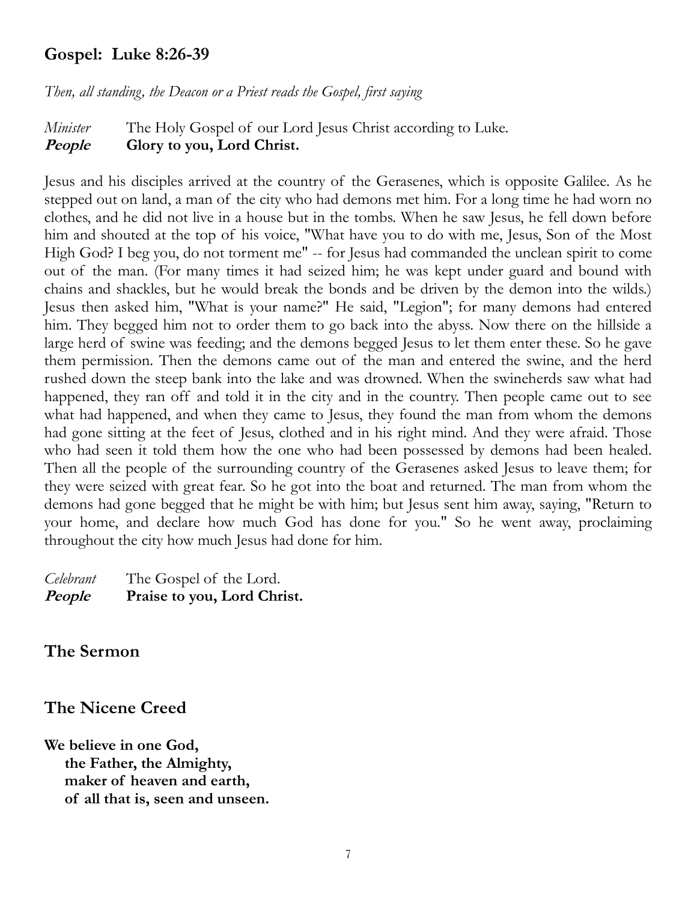## Gospel: Luke 8:26-39

*Then, all standing, the Deacon or a Priest reads the Gospel, first saying*

*Minister* The Holy Gospel of our Lord Jesus Christ according to Luke.
***People*** **Glory to you, Lord Christ.**

Jesus and his disciples arrived at the country of the Gerasenes, which is opposite Galilee. As he stepped out on land, a man of the city who had demons met him. For a long time he had worn no clothes, and he did not live in a house but in the tombs. When he saw Jesus, he fell down before him and shouted at the top of his voice, "What have you to do with me, Jesus, Son of the Most High God? I beg you, do not torment me" -- for Jesus had commanded the unclean spirit to come out of the man. (For many times it had seized him; he was kept under guard and bound with chains and shackles, but he would break the bonds and be driven by the demon into the wilds.) Jesus then asked him, "What is your name?" He said, "Legion"; for many demons had entered him. They begged him not to order them to go back into the abyss. Now there on the hillside a large herd of swine was feeding; and the demons begged Jesus to let them enter these. So he gave them permission. Then the demons came out of the man and entered the swine, and the herd rushed down the steep bank into the lake and was drowned. When the swineherds saw what had happened, they ran off and told it in the city and in the country. Then people came out to see what had happened, and when they came to Jesus, they found the man from whom the demons had gone sitting at the feet of Jesus, clothed and in his right mind. And they were afraid. Those who had seen it told them how the one who had been possessed by demons had been healed. Then all the people of the surrounding country of the Gerasenes asked Jesus to leave them; for they were seized with great fear. So he got into the boat and returned. The man from whom the demons had gone begged that he might be with him; but Jesus sent him away, saying, "Return to your home, and declare how much God has done for you." So he went away, proclaiming throughout the city how much Jesus had done for him.

*Celebrant* The Gospel of the Lord.
***People*** **Praise to you, Lord Christ.**

## The Sermon

## The Nicene Creed

**We believe in one God,**
**the Father, the Almighty,**
**maker of heaven and earth,**
**of all that is, seen and unseen.**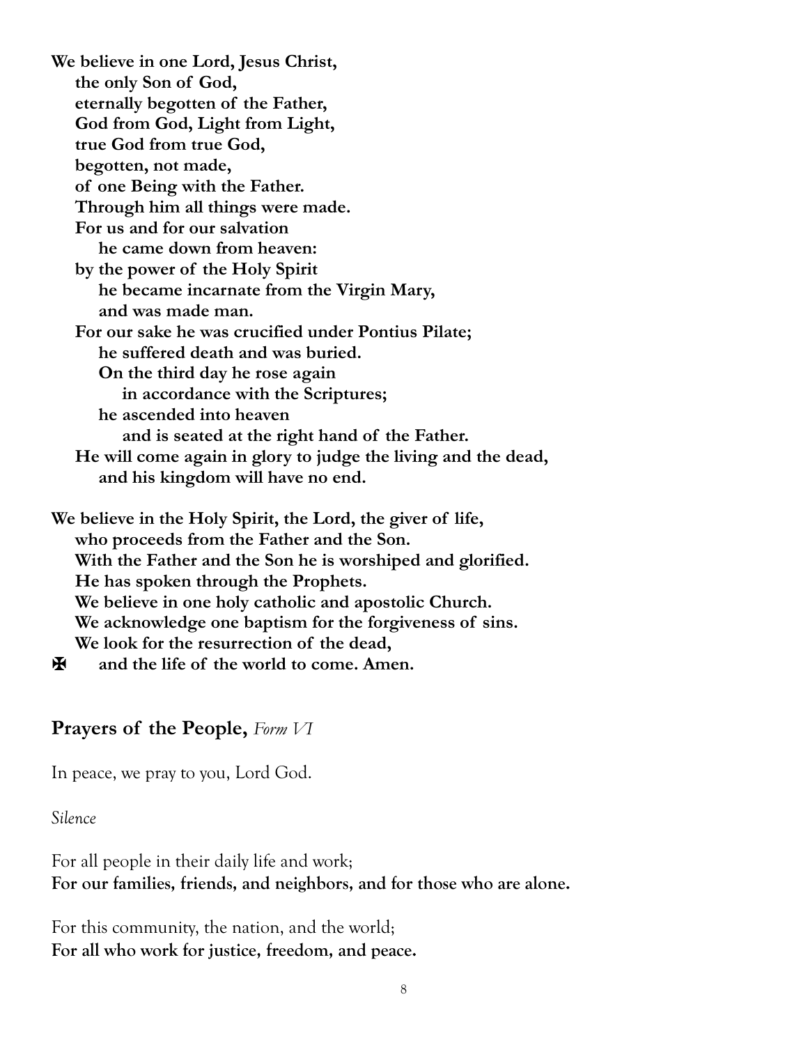**We believe in one Lord, Jesus Christ,**
**the only Son of God,**
**eternally begotten of the Father,**
**God from God, Light from Light,**
**true God from true God,**
**begotten, not made,**
**of one Being with the Father.**
**Through him all things were made.**
**For us and for our salvation**
**he came down from heaven:**
**by the power of the Holy Spirit**
**he became incarnate from the Virgin Mary,**
**and was made man.**
**For our sake he was crucified under Pontius Pilate;**
**he suffered death and was buried.**
**On the third day he rose again**
**in accordance with the Scriptures;**
**he ascended into heaven**
**and is seated at the right hand of the Father.**
**He will come again in glory to judge the living and the dead,**
**and his kingdom will have no end.**

**We believe in the Holy Spirit, the Lord, the giver of life,**
**who proceeds from the Father and the Son.**
**With the Father and the Son he is worshiped and glorified.**
**He has spoken through the Prophets.**
**We believe in one holy catholic and apostolic Church.**
**We acknowledge one baptism for the forgiveness of sins.**
**We look for the resurrection of the dead,**
✠ **and the life of the world to come. Amen.**

## Prayers of the People, *Form VI*

In peace, we pray to you, Lord God.

*Silence*

For all people in their daily life and work;
**For our families, friends, and neighbors, and for those who are alone.**

For this community, the nation, and the world;
**For all who work for justice, freedom, and peace.**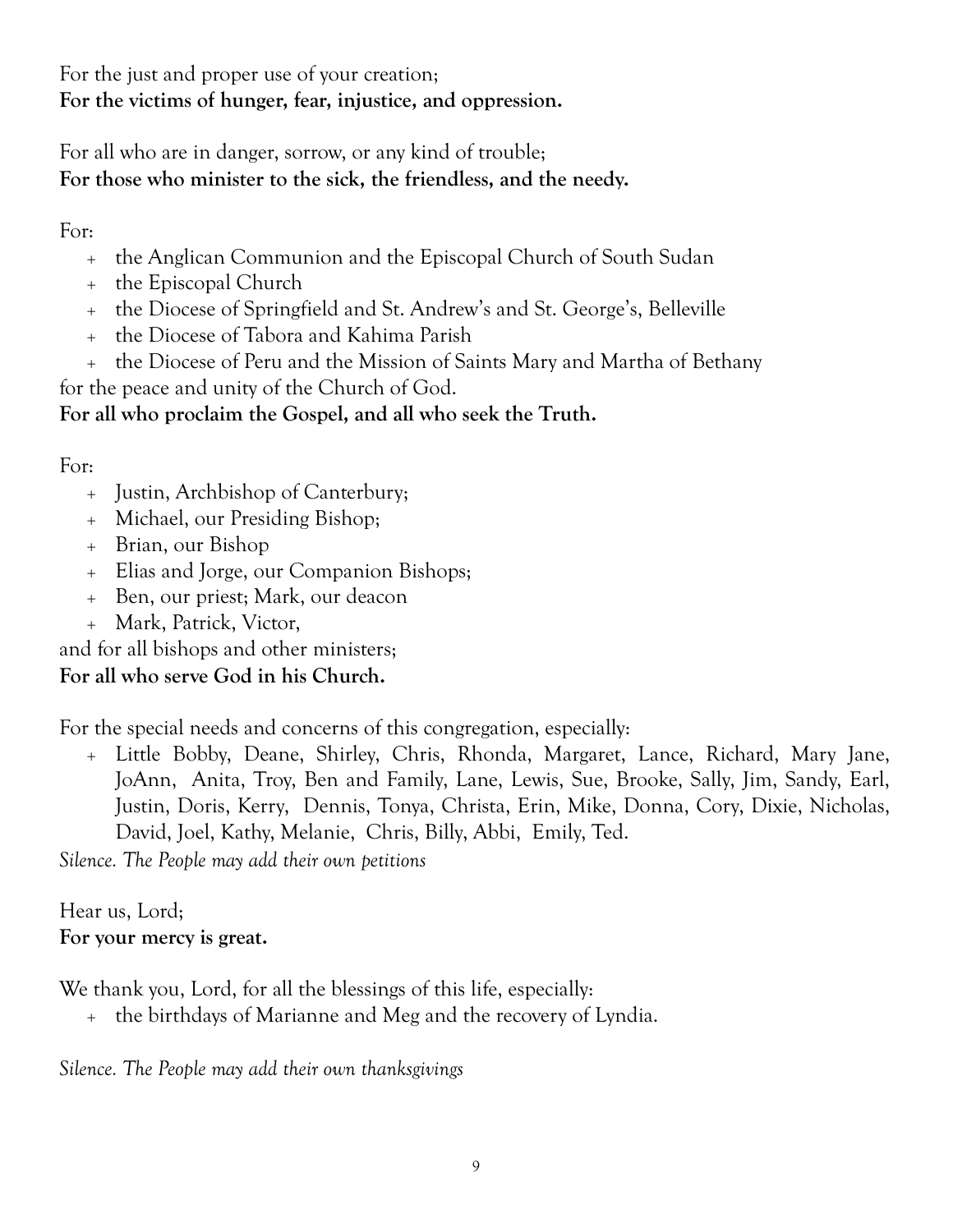For the just and proper use of your creation;
**For the victims of hunger, fear, injustice, and oppression.**

For all who are in danger, sorrow, or any kind of trouble;
**For those who minister to the sick, the friendless, and the needy.**

For:

- the Anglican Communion and the Episcopal Church of South Sudan
- the Episcopal Church
- the Diocese of Springfield and St. Andrew's and St. George's, Belleville
- the Diocese of Tabora and Kahima Parish
- the Diocese of Peru and the Mission of Saints Mary and Martha of Bethany

for the peace and unity of the Church of God.
**For all who proclaim the Gospel, and all who seek the Truth.**

For:

- Justin, Archbishop of Canterbury;
- Michael, our Presiding Bishop;
- Brian, our Bishop
- Elias and Jorge, our Companion Bishops;
- Ben, our priest; Mark, our deacon
- Mark, Patrick, Victor,

and for all bishops and other ministers;
**For all who serve God in his Church.**

For the special needs and concerns of this congregation, especially:

- Little Bobby, Deane, Shirley, Chris, Rhonda, Margaret, Lance, Richard, Mary Jane, JoAnn, Anita, Troy, Ben and Family, Lane, Lewis, Sue, Brooke, Sally, Jim, Sandy, Earl, Justin, Doris, Kerry, Dennis, Tonya, Christa, Erin, Mike, Donna, Cory, Dixie, Nicholas, David, Joel, Kathy, Melanie, Chris, Billy, Abbi, Emily, Ted.

*Silence. The People may add their own petitions*

Hear us, Lord;
**For your mercy is great.**

We thank you, Lord, for all the blessings of this life, especially:

- the birthdays of Marianne and Meg and the recovery of Lyndia.

*Silence. The People may add their own thanksgivings*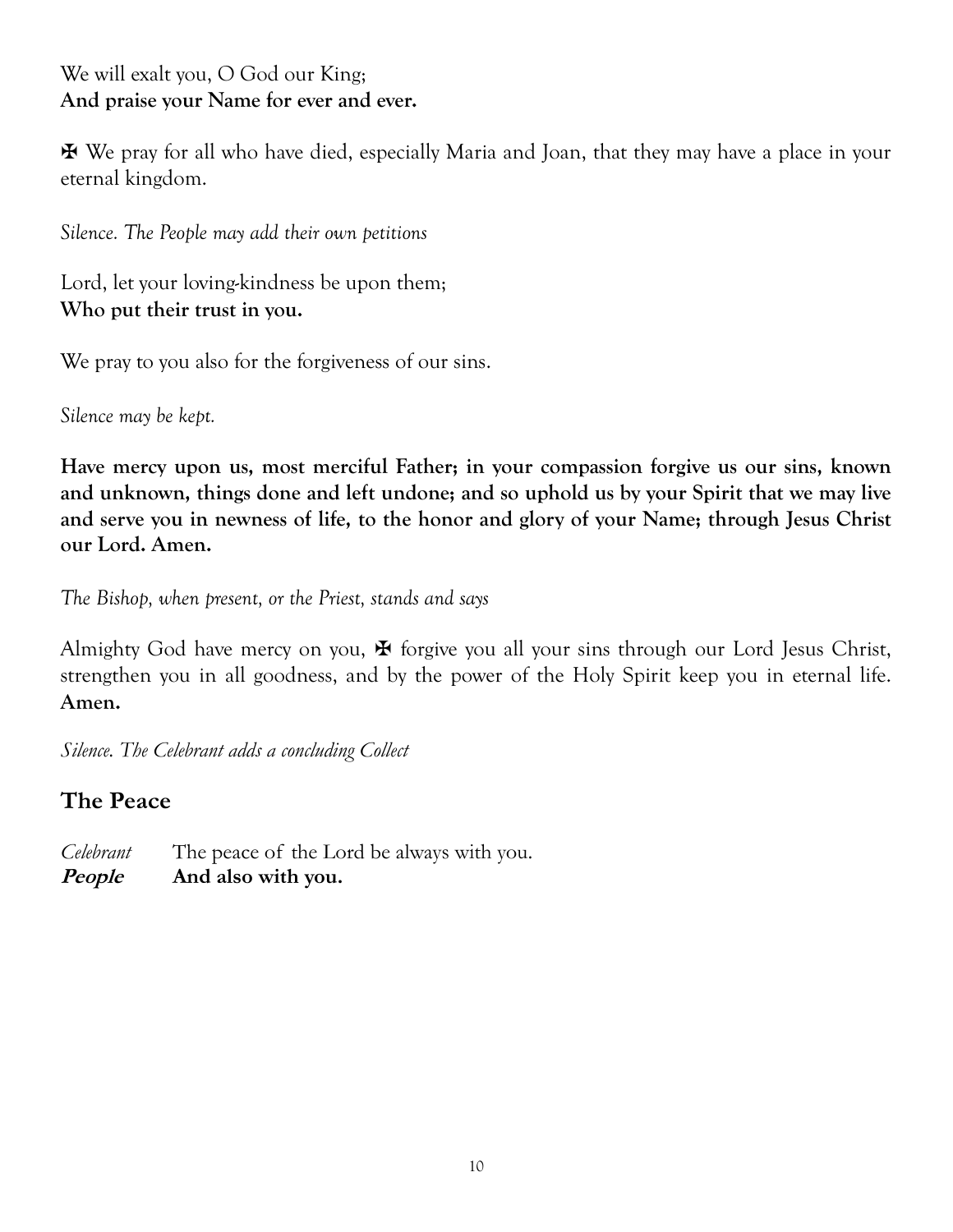We will exalt you, O God our King;
**And praise your Name for ever and ever.**

✠ We pray for all who have died, especially Maria and Joan, that they may have a place in your eternal kingdom.

*Silence. The People may add their own petitions*

Lord, let your loving-kindness be upon them;
**Who put their trust in you.**

We pray to you also for the forgiveness of our sins.

*Silence may be kept.*

**Have mercy upon us, most merciful Father; in your compassion forgive us our sins, known and unknown, things done and left undone; and so uphold us by your Spirit that we may live and serve you in newness of life, to the honor and glory of your Name; through Jesus Christ our Lord. Amen.**

*The Bishop, when present, or the Priest, stands and says*

Almighty God have mercy on you, ✠ forgive you all your sins through our Lord Jesus Christ, strengthen you in all goodness, and by the power of the Holy Spirit keep you in eternal life. **Amen.**

*Silence. The Celebrant adds a concluding Collect*

## The Peace

*Celebrant* The peace of the Lord be always with you.
***People*** **And also with you.**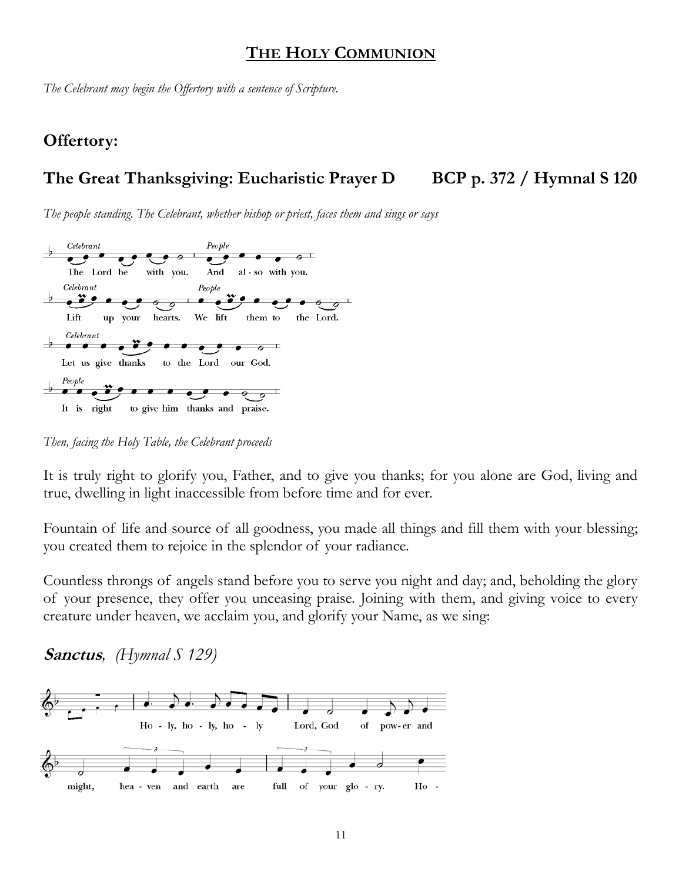## THE HOLY COMMUNION

*The Celebrant may begin the Offertory with a sentence of Scripture.*

### Offertory:

### The Great Thanksgiving: Eucharistic Prayer D BCP p. 372 / Hymnal S 120

*The people standing. The Celebrant, whether bishop or priest, faces them and sings or says*

*Celebrant* The Lord be with you. *People* And al - so with you.

*Celebrant* Lift up your hearts. *People* We lift them to the Lord.

*Celebrant* Let us give thanks to the Lord our God.

*People* It is right to give him thanks and praise.

*Then, facing the Holy Table, the Celebrant proceeds*

It is truly right to glorify you, Father, and to give you thanks; for you alone are God, living and true, dwelling in light inaccessible from before time and for ever.

Fountain of life and source of all goodness, you made all things and fill them with your blessing; you created them to rejoice in the splendor of your radiance.

Countless throngs of angels stand before you to serve you night and day; and, beholding the glory of your presence, they offer you unceasing praise. Joining with them, and giving voice to every creature under heaven, we acclaim you, and glorify your Name, as we sing:

***Sanctus**, (Hymnal S 129)*

Ho - ly, ho - ly, ho - ly Lord, God of pow- er and might, hea - ven and earth are full of your glo - ry. Ho -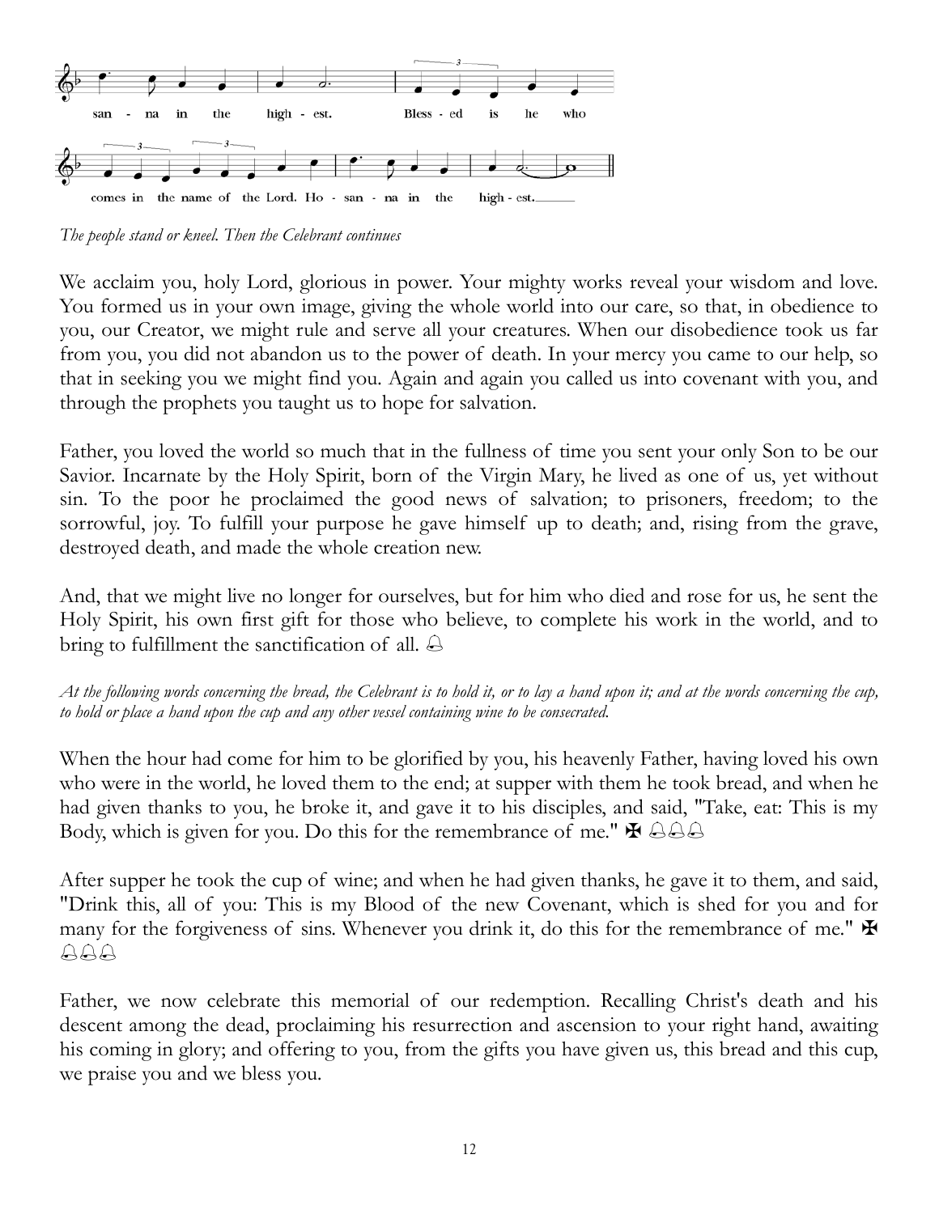san - na in the high - est. Bless - ed is he who

comes in the name of the Lord. Ho - san - na in the high - est.

*The people stand or kneel. Then the Celebrant continues*

We acclaim you, holy Lord, glorious in power. Your mighty works reveal your wisdom and love. You formed us in your own image, giving the whole world into our care, so that, in obedience to you, our Creator, we might rule and serve all your creatures. When our disobedience took us far from you, you did not abandon us to the power of death. In your mercy you came to our help, so that in seeking you we might find you. Again and again you called us into covenant with you, and through the prophets you taught us to hope for salvation.

Father, you loved the world so much that in the fullness of time you sent your only Son to be our Savior. Incarnate by the Holy Spirit, born of the Virgin Mary, he lived as one of us, yet without sin. To the poor he proclaimed the good news of salvation; to prisoners, freedom; to the sorrowful, joy. To fulfill your purpose he gave himself up to death; and, rising from the grave, destroyed death, and made the whole creation new.

And, that we might live no longer for ourselves, but for him who died and rose for us, he sent the Holy Spirit, his own first gift for those who believe, to complete his work in the world, and to bring to fulfillment the sanctification of all. 🔔

*At the following words concerning the bread, the Celebrant is to hold it, or to lay a hand upon it; and at the words concerning the cup, to hold or place a hand upon the cup and any other vessel containing wine to be consecrated.*

When the hour had come for him to be glorified by you, his heavenly Father, having loved his own who were in the world, he loved them to the end; at supper with them he took bread, and when he had given thanks to you, he broke it, and gave it to his disciples, and said, "Take, eat: This is my Body, which is given for you. Do this for the remembrance of me." ✠ 🔔🔔🔔

After supper he took the cup of wine; and when he had given thanks, he gave it to them, and said, "Drink this, all of you: This is my Blood of the new Covenant, which is shed for you and for many for the forgiveness of sins. Whenever you drink it, do this for the remembrance of me." ✠ 🔔🔔🔔

Father, we now celebrate this memorial of our redemption. Recalling Christ's death and his descent among the dead, proclaiming his resurrection and ascension to your right hand, awaiting his coming in glory; and offering to you, from the gifts you have given us, this bread and this cup, we praise you and we bless you.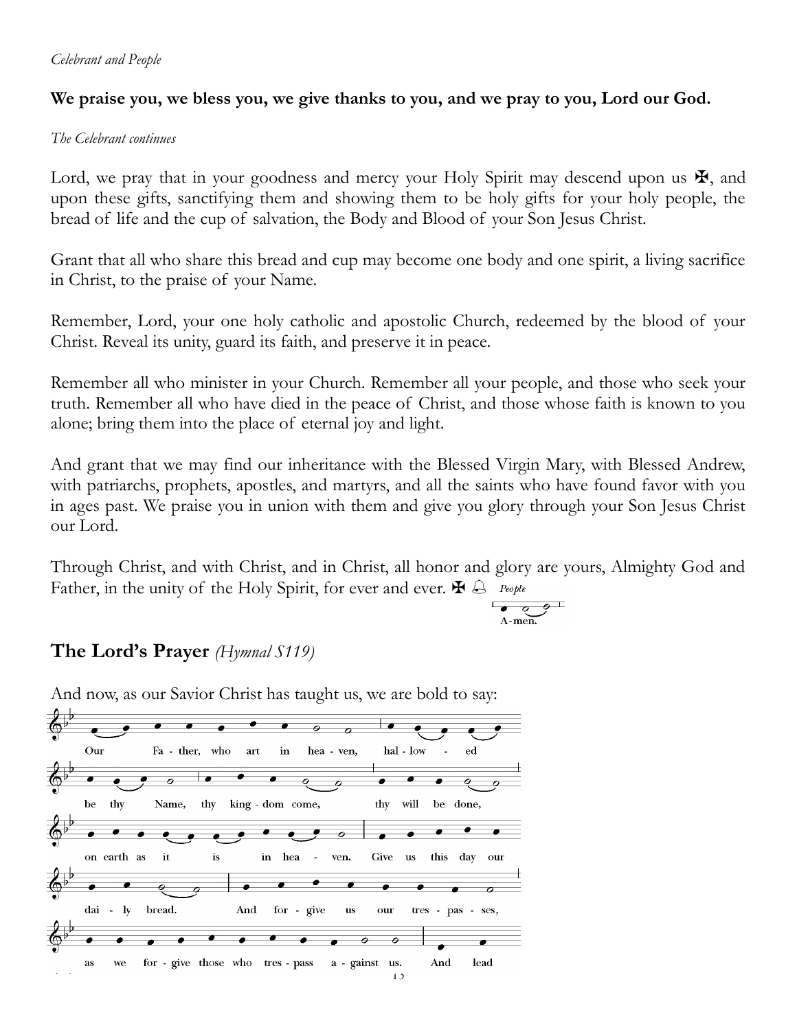*Celebrant and People*

**We praise you, we bless you, we give thanks to you, and we pray to you, Lord our God.**

*The Celebrant continues*

Lord, we pray that in your goodness and mercy your Holy Spirit may descend upon us ✠, and upon these gifts, sanctifying them and showing them to be holy gifts for your holy people, the bread of life and the cup of salvation, the Body and Blood of your Son Jesus Christ.

Grant that all who share this bread and cup may become one body and one spirit, a living sacrifice in Christ, to the praise of your Name.

Remember, Lord, your one holy catholic and apostolic Church, redeemed by the blood of your Christ. Reveal its unity, guard its faith, and preserve it in peace.

Remember all who minister in your Church. Remember all your people, and those who seek your truth. Remember all who have died in the peace of Christ, and those whose faith is known to you alone; bring them into the place of eternal joy and light.

And grant that we may find our inheritance with the Blessed Virgin Mary, with Blessed Andrew, with patriarchs, prophets, apostles, and martyrs, and all the saints who have found favor with you in ages past. We praise you in union with them and give you glory through your Son Jesus Christ our Lord.

Through Christ, and with Christ, and in Christ, all honor and glory are yours, Almighty God and Father, in the unity of the Holy Spirit, for ever and ever. ✠ 🔔 *People*

A-men.

## The Lord's Prayer *(Hymnal S119)*

And now, as our Savior Christ has taught us, we are bold to say:

Our Fa - ther, who art in hea - ven, hal - low - ed be thy Name, thy king - dom come, thy will be done, on earth as it is in hea - ven. Give us this day our dai - ly bread. And for - give us our tres - pas - ses, as we for - give those who tres - pass a - gainst us. And lead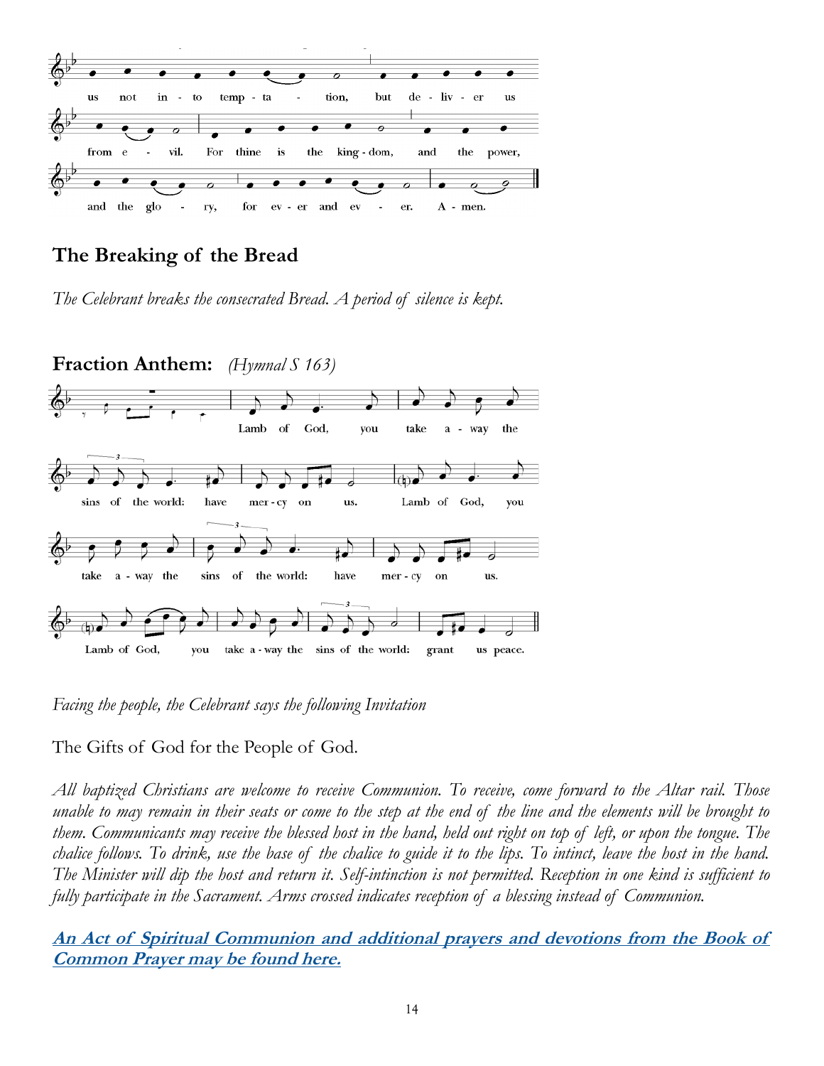us not into temptation, but deliver us from evil. For thine is the kingdom, and the power, and the glory, for ever and ever. Amen.

## The Breaking of the Bread

*The Celebrant breaks the consecrated Bread. A period of silence is kept.*

## Fraction Anthem: *(Hymnal S 163)*

Lamb of God, you take away the sins of the world: have mercy on us.
Lamb of God, you take away the sins of the world: have mercy on us.
Lamb of God, you take away the sins of the world: grant us peace.

*Facing the people, the Celebrant says the following Invitation*

The Gifts of God for the People of God.

*All baptized Christians are welcome to receive Communion. To receive, come forward to the Altar rail. Those unable to may remain in their seats or come to the step at the end of the line and the elements will be brought to them. Communicants may receive the blessed host in the hand, held out right on top of left, or upon the tongue. The chalice follows. To drink, use the base of the chalice to guide it to the lips. To intinct, leave the host in the hand. The Minister will dip the host and return it. Self-intinction is not permitted. Reception in one kind is sufficient to fully participate in the Sacrament. Arms crossed indicates reception of a blessing instead of Communion.*

**An Act of Spiritual Communion and additional prayers and devotions from the Book of Common Prayer may be found here.**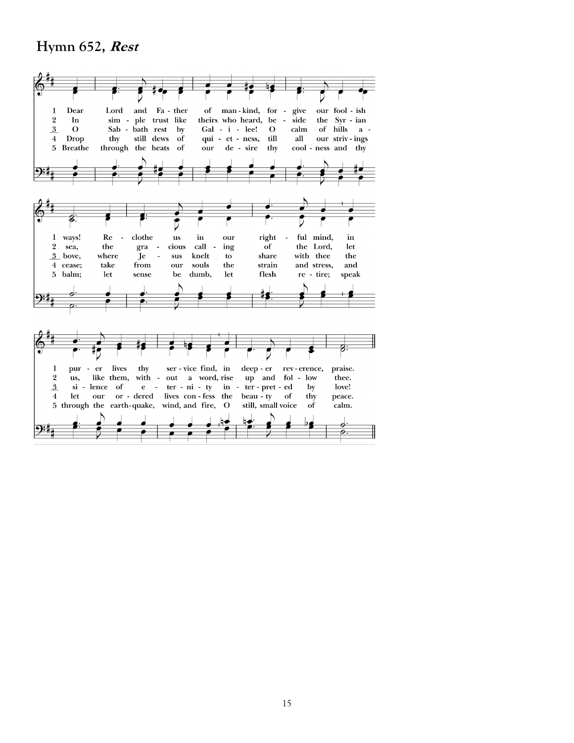# Hymn 652, ***Rest***

1 Dear Lord and Father of mankind, forgive our foolish ways! Reclothe us in our rightful mind, in purer lives thy service find, in deeper reverence, praise.

2 In simple trust like theirs who heard, beside the Syrian sea, the gracious calling of the Lord, let us, like them, without a word, rise up and follow thee.

3 O Sabbath rest by Galilee! O calm of hills above, where Jesus knelt to share with thee the silence of eternity interpreted by love!

4 Drop thy still dews of quietness, till all our strivings cease; take from our souls the strain and stress, and let our ordered lives confess the beauty of thy peace.

5 Breathe through the heats of our desire thy coolness and thy balm; let sense be dumb, let flesh retire; speak through the earthquake, wind, and fire, O still, small voice of calm.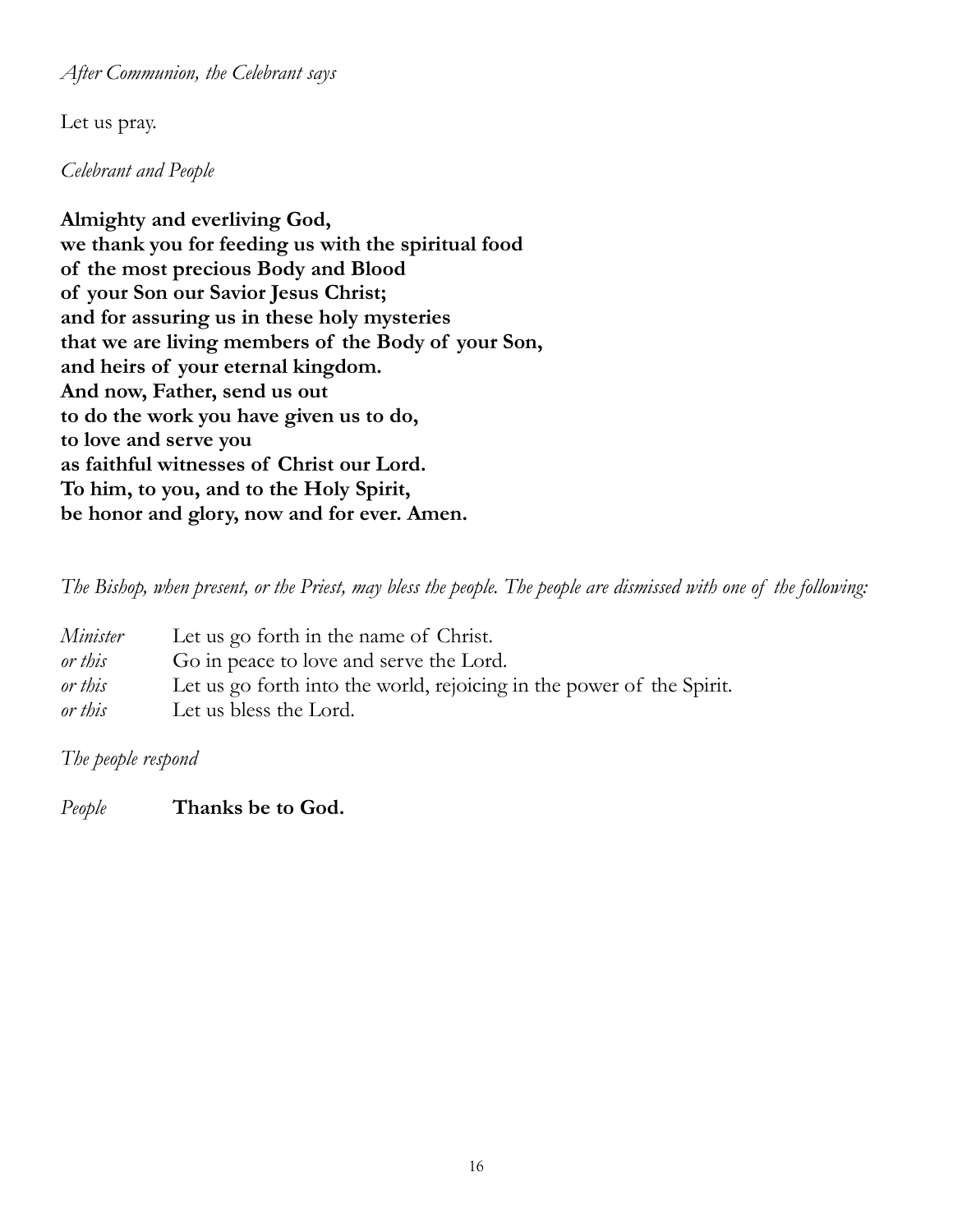*After Communion, the Celebrant says*

Let us pray.

*Celebrant and People*

**Almighty and everliving God,**
**we thank you for feeding us with the spiritual food**
**of the most precious Body and Blood**
**of your Son our Savior Jesus Christ;**
**and for assuring us in these holy mysteries**
**that we are living members of the Body of your Son,**
**and heirs of your eternal kingdom.**
**And now, Father, send us out**
**to do the work you have given us to do,**
**to love and serve you**
**as faithful witnesses of Christ our Lord.**
**To him, to you, and to the Holy Spirit,**
**be honor and glory, now and for ever. Amen.**

*The Bishop, when present, or the Priest, may bless the people. The people are dismissed with one of the following:*

*Minister* Let us go forth in the name of Christ.
*or this* Go in peace to love and serve the Lord.
*or this* Let us go forth into the world, rejoicing in the power of the Spirit.
*or this* Let us bless the Lord.

*The people respond*

*People* **Thanks be to God.**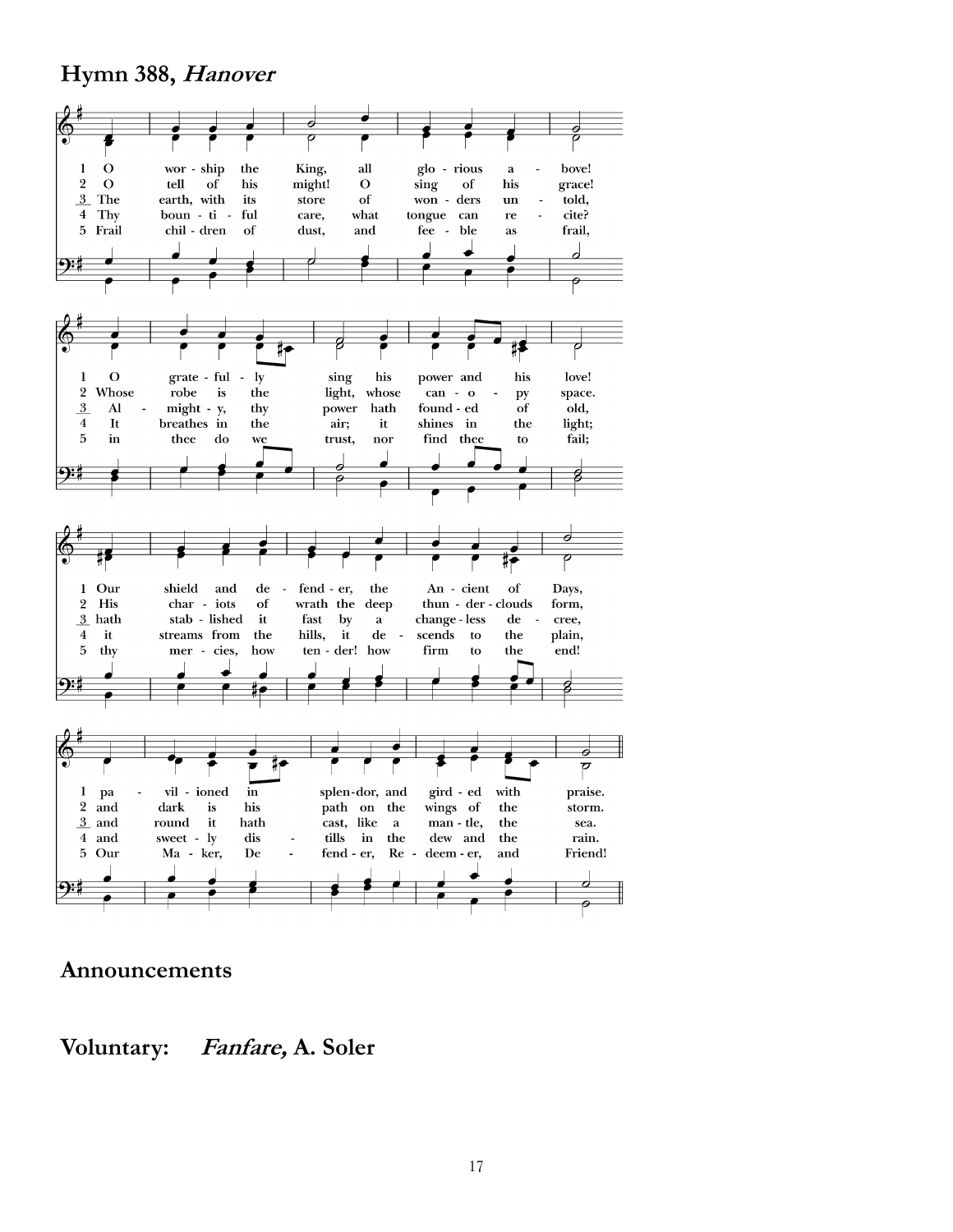## Hymn 388, *Hanover*

1 O worship the King, all glorious above! O gratefully sing his power and his love! Our shield and defender, the Ancient of Days, pavilioned in splendor, and girded with praise.

2 O tell of his might! O sing of his grace! Whose robe is the light, whose canopy space. His chariots of wrath the deep thunder-clouds form, and dark is his path on the wings of the storm.

3 The earth, with its store of wonders untold, Almighty, thy power hath founded of old, hath stablished it fast by a changeless decree, and round it hath cast, like a mantle, the sea.

4 Thy bountiful care, what tongue can recite? It breathes in the air; it shines in the light; it streams from the hills, it descends to the plain, and sweetly distills in the dew and the rain.

5 Frail children of dust, and feeble as frail, in thee do we trust, nor find thee to fail; thy mercies, how tender! how firm to the end! Our Maker, Defender, Redeemer, and Friend!

## Announcements

## Voluntary: *Fanfare,* A. Soler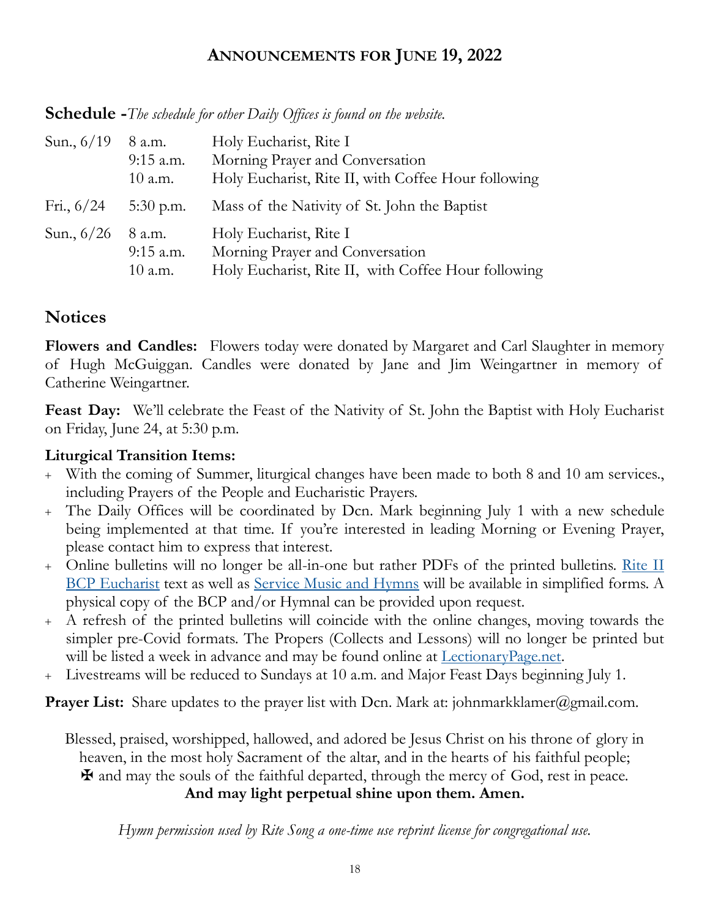# Announcements for June 19, 2022

**Schedule -** *The schedule for other Daily Offices is found on the website.*

| | | |
|---|---|---|
| Sun., 6/19 | 8 a.m. | Holy Eucharist, Rite I |
| | 9:15 a.m. | Morning Prayer and Conversation |
| | 10 a.m. | Holy Eucharist, Rite II, with Coffee Hour following |
| Fri., 6/24 | 5:30 p.m. | Mass of the Nativity of St. John the Baptist |
| Sun., 6/26 | 8 a.m. | Holy Eucharist, Rite I |
| | 9:15 a.m. | Morning Prayer and Conversation |
| | 10 a.m. | Holy Eucharist, Rite II, with Coffee Hour following |

## Notices

**Flowers and Candles:** Flowers today were donated by Margaret and Carl Slaughter in memory of Hugh McGuiggan. Candles were donated by Jane and Jim Weingartner in memory of Catherine Weingartner.

**Feast Day:** We'll celebrate the Feast of the Nativity of St. John the Baptist with Holy Eucharist on Friday, June 24, at 5:30 p.m.

**Liturgical Transition Items:**

+ With the coming of Summer, liturgical changes have been made to both 8 and 10 am services., including Prayers of the People and Eucharistic Prayers.
+ The Daily Offices will be coordinated by Dcn. Mark beginning July 1 with a new schedule being implemented at that time. If you're interested in leading Morning or Evening Prayer, please contact him to express that interest.
+ Online bulletins will no longer be all-in-one but rather PDFs of the printed bulletins. Rite II BCP Eucharist text as well as Service Music and Hymns will be available in simplified forms. A physical copy of the BCP and/or Hymnal can be provided upon request.
+ A refresh of the printed bulletins will coincide with the online changes, moving towards the simpler pre-Covid formats. The Propers (Collects and Lessons) will no longer be printed but will be listed a week in advance and may be found online at LectionaryPage.net.
+ Livestreams will be reduced to Sundays at 10 a.m. and Major Feast Days beginning July 1.

**Prayer List:** Share updates to the prayer list with Dcn. Mark at: johnmarkklamer@gmail.com.

Blessed, praised, worshipped, hallowed, and adored be Jesus Christ on his throne of glory in heaven, in the most holy Sacrament of the altar, and in the hearts of his faithful people; ✠ and may the souls of the faithful departed, through the mercy of God, rest in peace.
**And may light perpetual shine upon them. Amen.**

*Hymn permission used by Rite Song a one-time use reprint license for congregational use.*